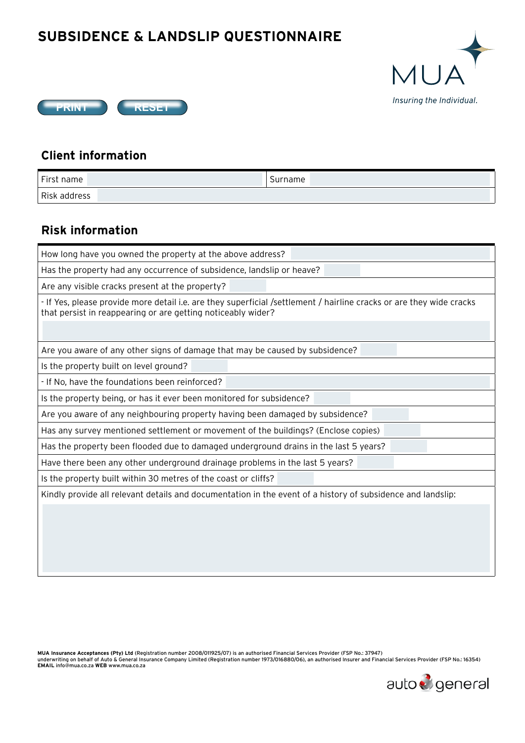# SUBSIDENCE & LANDSLIP QUESTIONNAIRE

MUA

*Insuring the Individual.*

PRINT RESET

## Client information

| First name | | Surname | |
|---|---|---|---|
| Risk address | | | |

## Risk information

| | |
|---|---|
| How long have you owned the property at the above address? | |
| Has the property had any occurrence of subsidence, landslip or heave? | |
| Are any visible cracks present at the property? | |
| - If Yes, please provide more detail i.e. are they superficial /settlement / hairline cracks or are they wide cracks that persist in reappearing or are getting noticeably wider? | |
| Are you aware of any other signs of damage that may be caused by subsidence? | |
| Is the property built on level ground? | |
| - If No, have the foundations been reinforced? | |
| Is the property being, or has it ever been monitored for subsidence? | |
| Are you aware of any neighbouring property having been damaged by subsidence? | |
| Has any survey mentioned settlement or movement of the buildings? (Enclose copies) | |
| Has the property been flooded due to damaged underground drains in the last 5 years? | |
| Have there been any other underground drainage problems in the last 5 years? | |
| Is the property built within 30 metres of the coast or cliffs? | |
| Kindly provide all relevant details and documentation in the event of a history of subsidence and landslip: | |

**MUA Insurance Acceptances (Pty) Ltd** (Registration number 2008/011925/07) is an authorised Financial Services Provider (FSP No.: 37947) underwriting on behalf of Auto & General Insurance Company Limited (Registration number 1973/016880/06), an authorised Insurer and Financial Services Provider (FSP No.: 16354) **EMAIL** info@mua.co.za **WEB** www.mua.co.za

auto general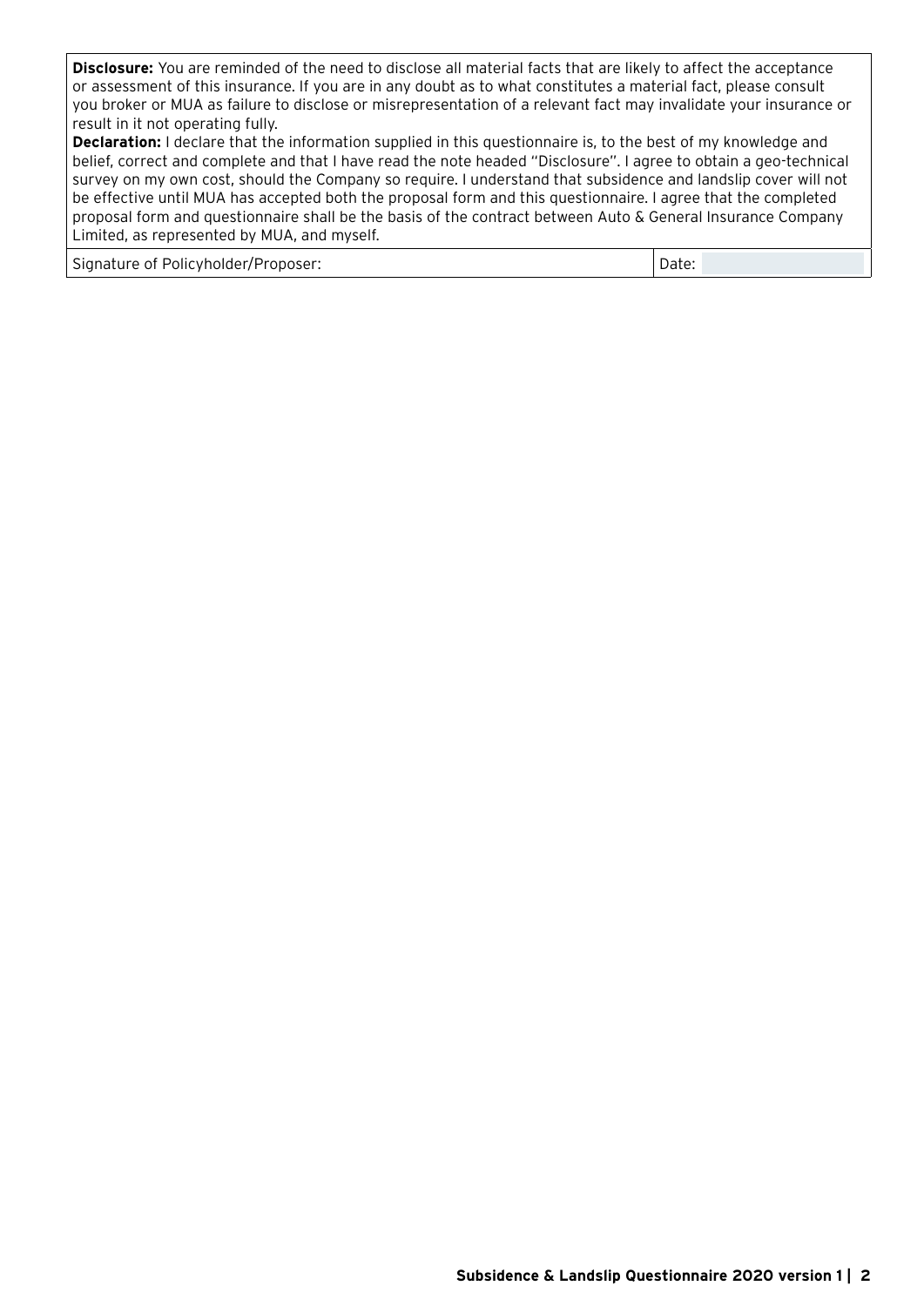**Disclosure:** You are reminded of the need to disclose all material facts that are likely to affect the acceptance or assessment of this insurance. If you are in any doubt as to what constitutes a material fact, please consult you broker or MUA as failure to disclose or misrepresentation of a relevant fact may invalidate your insurance or result in it not operating fully.

**Declaration:** I declare that the information supplied in this questionnaire is, to the best of my knowledge and belief, correct and complete and that I have read the note headed "Disclosure". I agree to obtain a geo-technical survey on my own cost, should the Company so require. I understand that subsidence and landslip cover will not be effective until MUA has accepted both the proposal form and this questionnaire. I agree that the completed proposal form and questionnaire shall be the basis of the contract between Auto & General Insurance Company Limited, as represented by MUA, and myself.

| | |
|---|---|
| Signature of Policyholder/Proposer: | Date: |